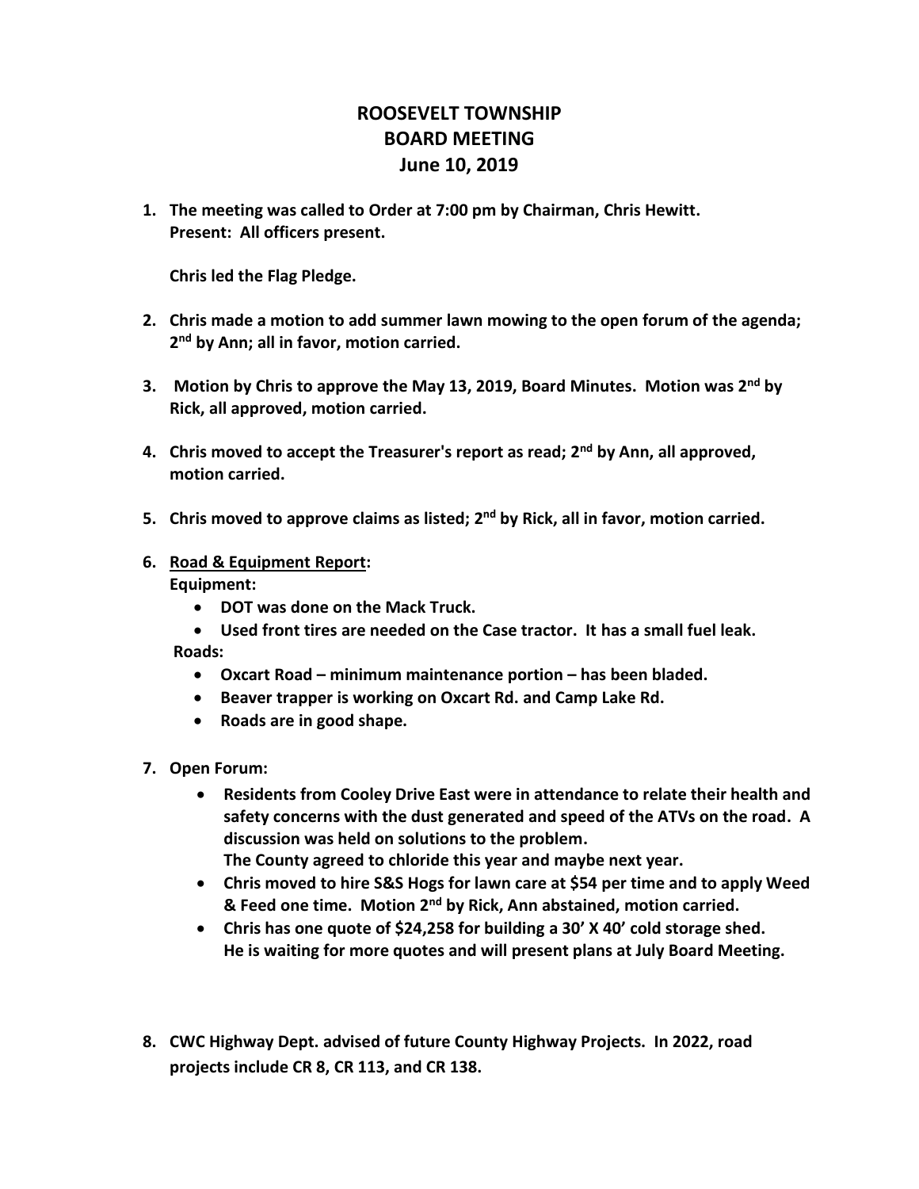# ROOSEVELT TOWNSHIP
# BOARD MEETING
# June 10, 2019

1. **The meeting was called to Order at 7:00 pm by Chairman, Chris Hewitt.**
   **Present: All officers present.**

   **Chris led the Flag Pledge.**

2. **Chris made a motion to add summer lawn mowing to the open forum of the agenda; 2nd by Ann; all in favor, motion carried.**

3. **Motion by Chris to approve the May 13, 2019, Board Minutes. Motion was 2nd by Rick, all approved, motion carried.**

4. **Chris moved to accept the Treasurer's report as read; 2nd by Ann, all approved, motion carried.**

5. **Chris moved to approve claims as listed; 2nd by Rick, all in favor, motion carried.**

6. **<u>Road & Equipment Report</u>:**
   **Equipment:**
   - **DOT was done on the Mack Truck.**
   - **Used front tires are needed on the Case tractor. It has a small fuel leak.**

   **Roads:**
   - **Oxcart Road – minimum maintenance portion – has been bladed.**
   - **Beaver trapper is working on Oxcart Rd. and Camp Lake Rd.**
   - **Roads are in good shape.**

7. **Open Forum:**
   - **Residents from Cooley Drive East were in attendance to relate their health and safety concerns with the dust generated and speed of the ATVs on the road. A discussion was held on solutions to the problem.**
     **The County agreed to chloride this year and maybe next year.**
   - **Chris moved to hire S&S Hogs for lawn care at $54 per time and to apply Weed & Feed one time. Motion 2nd by Rick, Ann abstained, motion carried.**
   - **Chris has one quote of $24,258 for building a 30' X 40' cold storage shed.**
     **He is waiting for more quotes and will present plans at July Board Meeting.**

8. **CWC Highway Dept. advised of future County Highway Projects. In 2022, road projects include CR 8, CR 113, and CR 138.**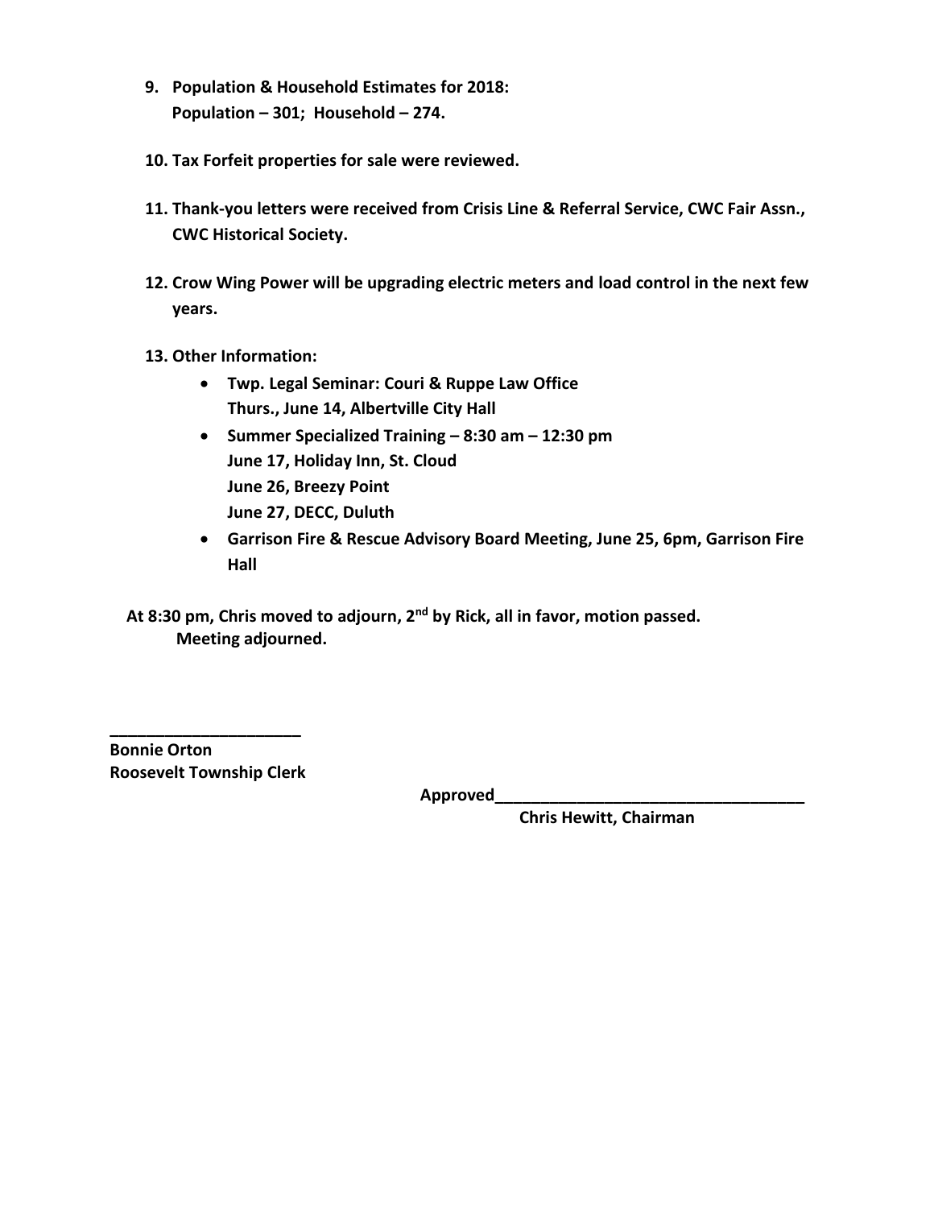9. **Population & Household Estimates for 2018: Population – 301; Household – 274.**

10. **Tax Forfeit properties for sale were reviewed.**

11. **Thank-you letters were received from Crisis Line & Referral Service, CWC Fair Assn., CWC Historical Society.**

12. **Crow Wing Power will be upgrading electric meters and load control in the next few years.**

13. **Other Information:**
    - **Twp. Legal Seminar: Couri & Ruppe Law Office**
      **Thurs., June 14, Albertville City Hall**
    - **Summer Specialized Training – 8:30 am – 12:30 pm**
      **June 17, Holiday Inn, St. Cloud**
      **June 26, Breezy Point**
      **June 27, DECC, Duluth**
    - **Garrison Fire & Rescue Advisory Board Meeting, June 25, 6pm, Garrison Fire Hall**

**At 8:30 pm, Chris moved to adjourn, 2nd by Rick, all in favor, motion passed. Meeting adjourned.**

______________________
**Bonnie Orton**
**Roosevelt Township Clerk**

**Approved**___________________________________
**Chris Hewitt, Chairman**